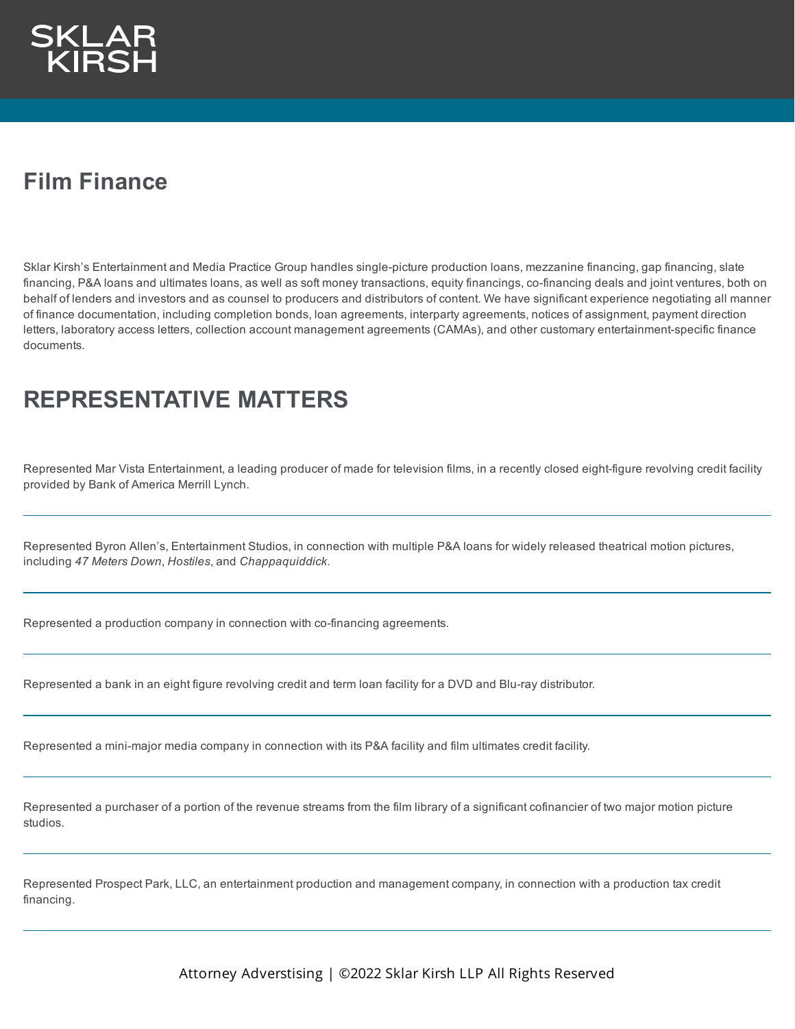SKLAR KIRSH

# Film Finance

Sklar Kirsh's Entertainment and Media Practice Group handles single-picture production loans, mezzanine financing, gap financing, slate financing, P&A loans and ultimates loans, as well as soft money transactions, equity financings, co-financing deals and joint ventures, both on behalf of lenders and investors and as counsel to producers and distributors of content. We have significant experience negotiating all manner of finance documentation, including completion bonds, loan agreements, interparty agreements, notices of assignment, payment direction letters, laboratory access letters, collection account management agreements (CAMAs), and other customary entertainment-specific finance documents.

## REPRESENTATIVE MATTERS

Represented Mar Vista Entertainment, a leading producer of made for television films, in a recently closed eight-figure revolving credit facility provided by Bank of America Merrill Lynch.

---

Represented Byron Allen's, Entertainment Studios, in connection with multiple P&A loans for widely released theatrical motion pictures, including *47 Meters Down*, *Hostiles*, and *Chappaquiddick*.

---

Represented a production company in connection with co-financing agreements.

---

Represented a bank in an eight figure revolving credit and term loan facility for a DVD and Blu-ray distributor.

---

Represented a mini-major media company in connection with its P&A facility and film ultimates credit facility.

---

Represented a purchaser of a portion of the revenue streams from the film library of a significant cofinancier of two major motion picture studios.

---

Represented Prospect Park, LLC, an entertainment production and management company, in connection with a production tax credit financing.

---

Attorney Adverstising | ©2022 Sklar Kirsh LLP All Rights Reserved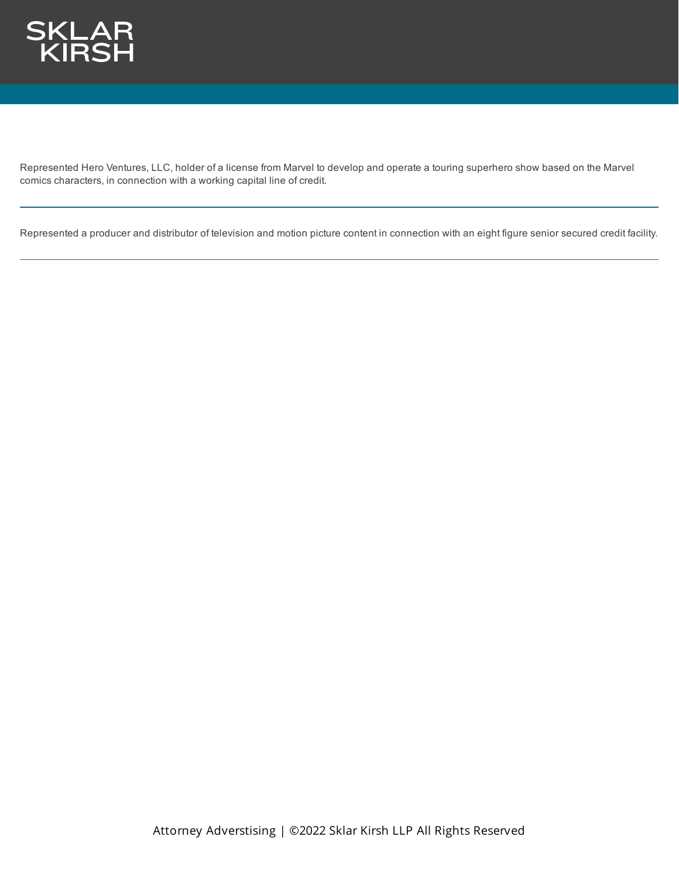Represented Hero Ventures, LLC, holder of a license from Marvel to develop and operate a touring superhero show based on the Marvel comics characters, in connection with a working capital line of credit.

---

Represented a producer and distributor of television and motion picture content in connection with an eight figure senior secured credit facility.

---